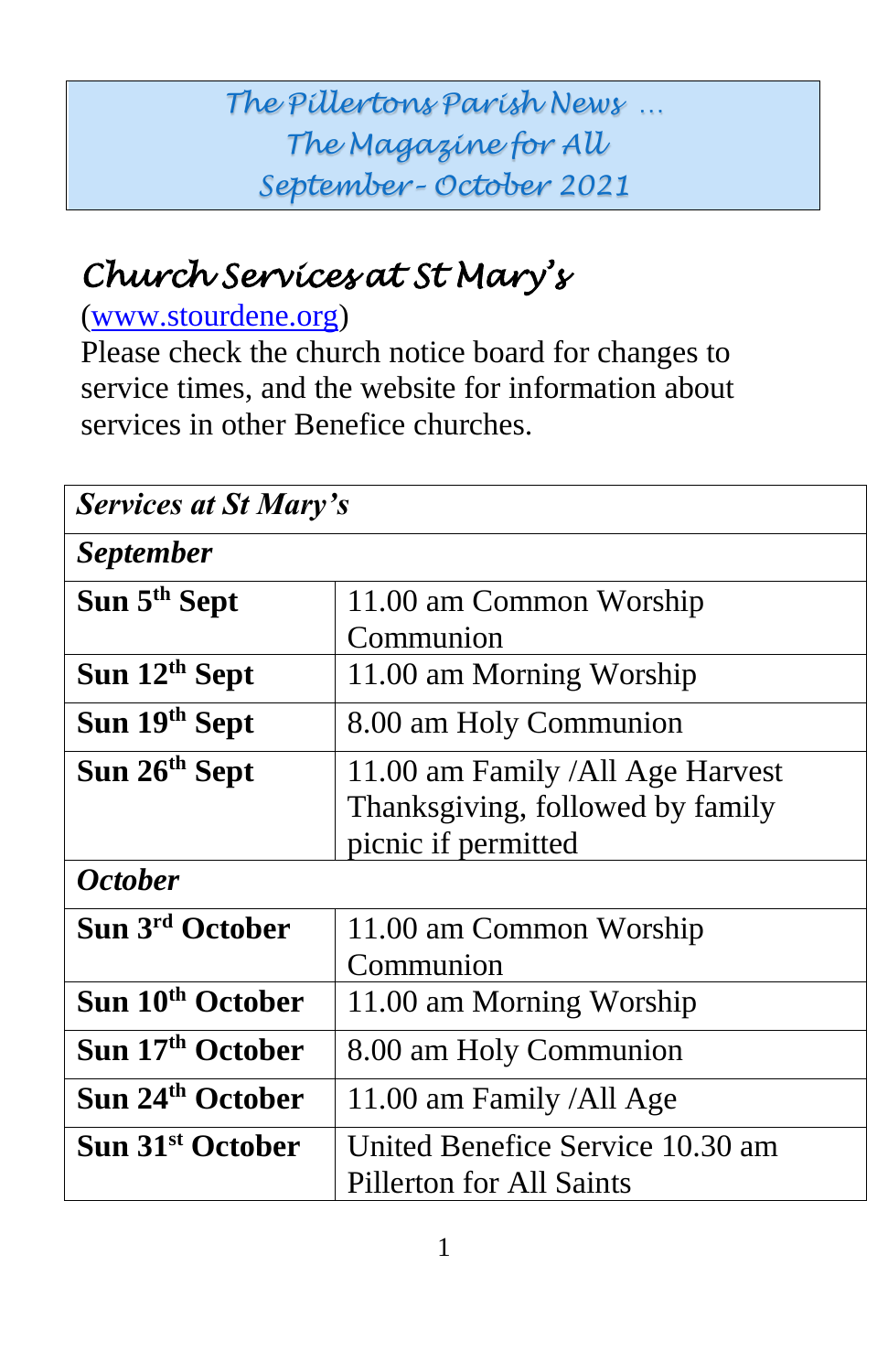# The Pillertons Parish News …
# The Magazine for All
# September - October 2021

## Church Services at St Mary's

([www.stourdene.org](http://www.stourdene.org))
Please check the church notice board for changes to service times, and the website for information about services in other Benefice churches.

| ***Services at St Mary's*** | |
|---|---|
| ***September*** | |
| **Sun 5th Sept** | 11.00 am Common Worship Communion |
| **Sun 12th Sept** | 11.00 am Morning Worship |
| **Sun 19th Sept** | 8.00 am Holy Communion |
| **Sun 26th Sept** | 11.00 am Family /All Age Harvest Thanksgiving, followed by family picnic if permitted |
| ***October*** | |
| **Sun 3rd October** | 11.00 am Common Worship Communion |
| **Sun 10th October** | 11.00 am Morning Worship |
| **Sun 17th October** | 8.00 am Holy Communion |
| **Sun 24th October** | 11.00 am Family /All Age |
| **Sun 31st October** | United Benefice Service 10.30 am Pillerton for All Saints |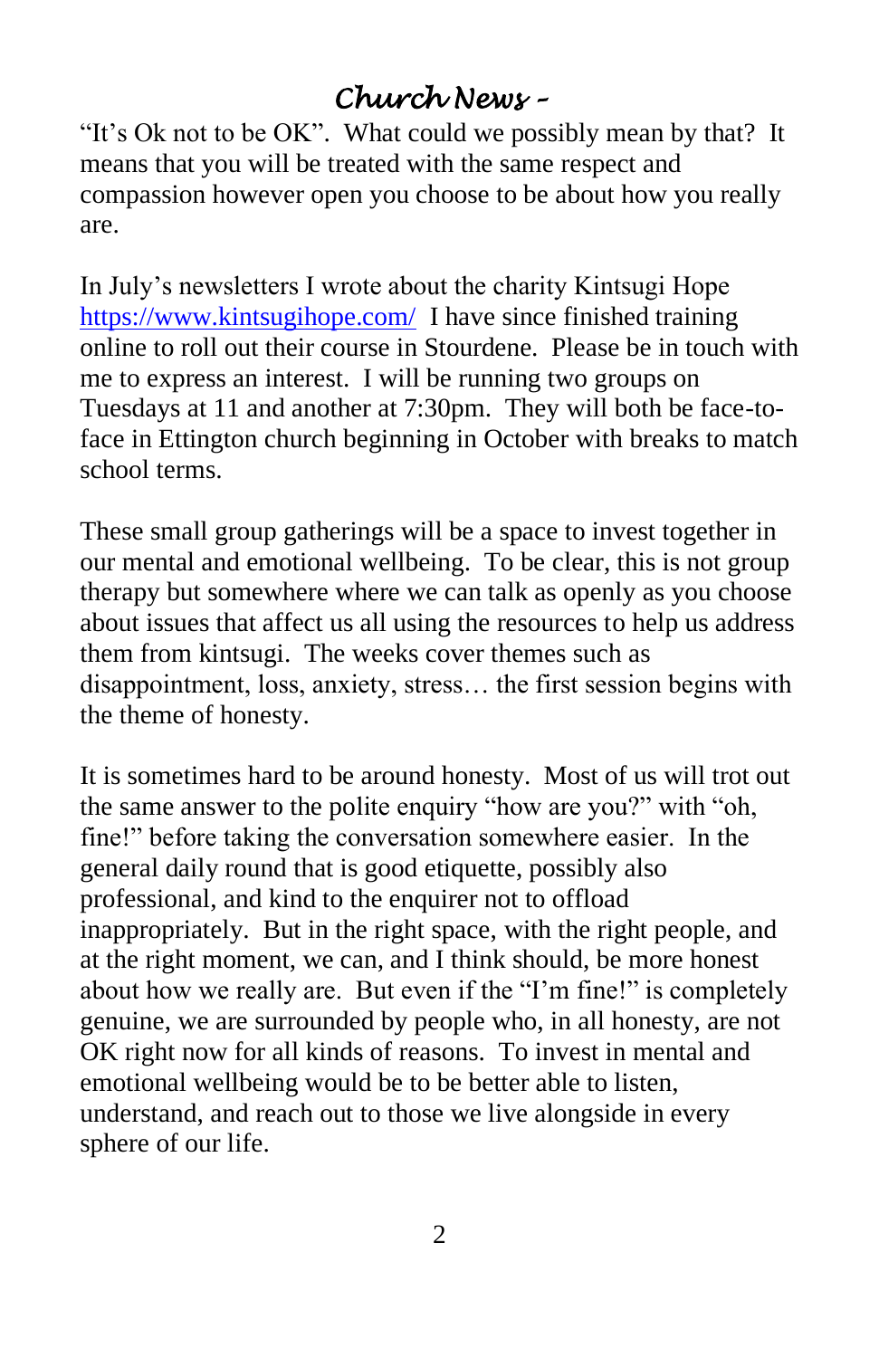# *Church News –*

"It's Ok not to be OK". What could we possibly mean by that? It means that you will be treated with the same respect and compassion however open you choose to be about how you really are.

In July's newsletters I wrote about the charity Kintsugi Hope [https://www.kintsugihope.com/](https://www.kintsugihope.com/) I have since finished training online to roll out their course in Stourdene. Please be in touch with me to express an interest. I will be running two groups on Tuesdays at 11 and another at 7:30pm. They will both be face-to-face in Ettington church beginning in October with breaks to match school terms.

These small group gatherings will be a space to invest together in our mental and emotional wellbeing. To be clear, this is not group therapy but somewhere where we can talk as openly as you choose about issues that affect us all using the resources to help us address them from kintsugi. The weeks cover themes such as disappointment, loss, anxiety, stress… the first session begins with the theme of honesty.

It is sometimes hard to be around honesty. Most of us will trot out the same answer to the polite enquiry "how are you?" with "oh, fine!" before taking the conversation somewhere easier. In the general daily round that is good etiquette, possibly also professional, and kind to the enquirer not to offload inappropriately. But in the right space, with the right people, and at the right moment, we can, and I think should, be more honest about how we really are. But even if the "I'm fine!" is completely genuine, we are surrounded by people who, in all honesty, are not OK right now for all kinds of reasons. To invest in mental and emotional wellbeing would be to be better able to listen, understand, and reach out to those we live alongside in every sphere of our life.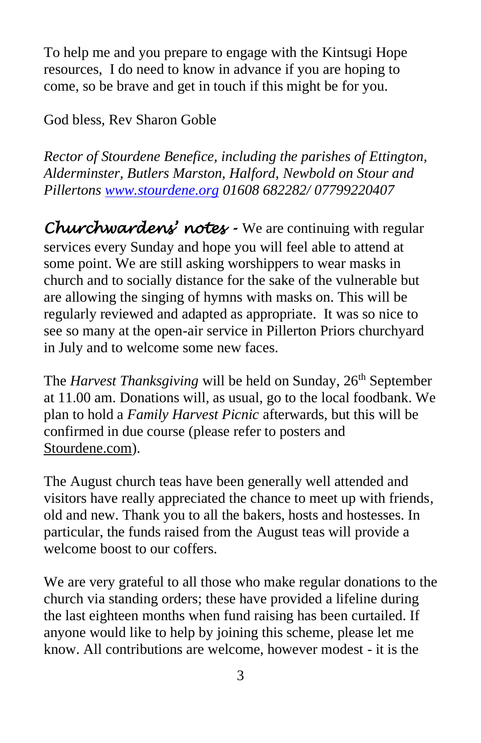To help me and you prepare to engage with the Kintsugi Hope resources, I do need to know in advance if you are hoping to come, so be brave and get in touch if this might be for you.

God bless, Rev Sharon Goble

*Rector of Stourdene Benefice, including the parishes of Ettington, Alderminster, Butlers Marston, Halford, Newbold on Stour and Pillertons [www.stourdene.org](http://www.stourdene.org) 01608 682282/ 07799220407*

***Churchwardens' notes -*** We are continuing with regular services every Sunday and hope you will feel able to attend at some point. We are still asking worshippers to wear masks in church and to socially distance for the sake of the vulnerable but are allowing the singing of hymns with masks on. This will be regularly reviewed and adapted as appropriate. It was so nice to see so many at the open-air service in Pillerton Priors churchyard in July and to welcome some new faces.

The *Harvest Thanksgiving* will be held on Sunday, 26th September at 11.00 am. Donations will, as usual, go to the local foodbank. We plan to hold a *Family Harvest Picnic* afterwards, but this will be confirmed in due course (please refer to posters and Stourdene.com).

The August church teas have been generally well attended and visitors have really appreciated the chance to meet up with friends, old and new. Thank you to all the bakers, hosts and hostesses. In particular, the funds raised from the August teas will provide a welcome boost to our coffers.

We are very grateful to all those who make regular donations to the church via standing orders; these have provided a lifeline during the last eighteen months when fund raising has been curtailed. If anyone would like to help by joining this scheme, please let me know. All contributions are welcome, however modest - it is the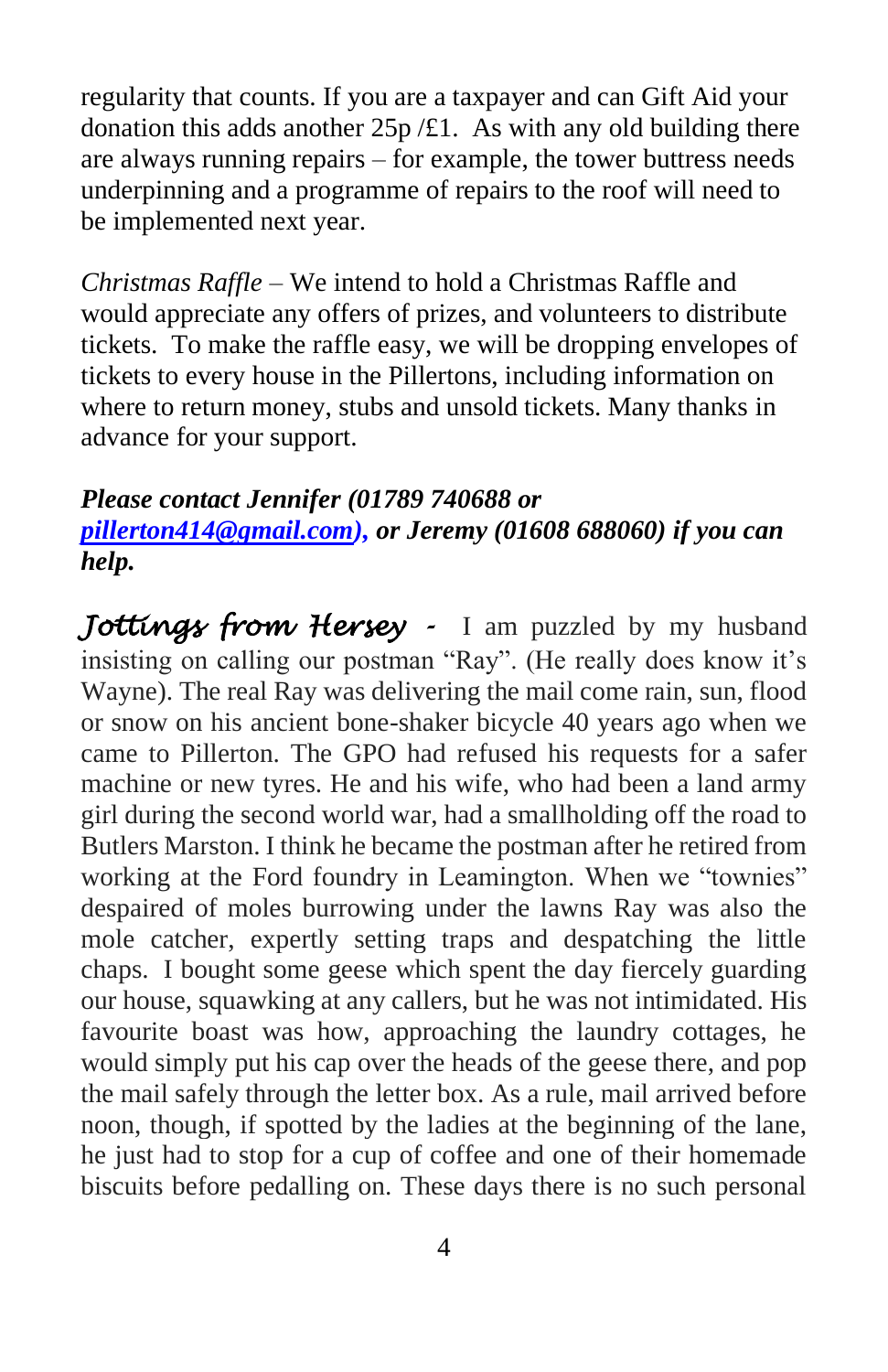regularity that counts. If you are a taxpayer and can Gift Aid your donation this adds another 25p /£1. As with any old building there are always running repairs – for example, the tower buttress needs underpinning and a programme of repairs to the roof will need to be implemented next year.

*Christmas Raffle* – We intend to hold a Christmas Raffle and would appreciate any offers of prizes, and volunteers to distribute tickets. To make the raffle easy, we will be dropping envelopes of tickets to every house in the Pillertons, including information on where to return money, stubs and unsold tickets. Many thanks in advance for your support.

***Please contact Jennifer (01789 740688 or [pillerton414@gmail.com](mailto:pillerton414@gmail.com)), or Jeremy (01608 688060) if you can help.***

*Jottings from Hersey -* I am puzzled by my husband insisting on calling our postman "Ray". (He really does know it's Wayne). The real Ray was delivering the mail come rain, sun, flood or snow on his ancient bone-shaker bicycle 40 years ago when we came to Pillerton. The GPO had refused his requests for a safer machine or new tyres. He and his wife, who had been a land army girl during the second world war, had a smallholding off the road to Butlers Marston. I think he became the postman after he retired from working at the Ford foundry in Leamington. When we "townies" despaired of moles burrowing under the lawns Ray was also the mole catcher, expertly setting traps and despatching the little chaps. I bought some geese which spent the day fiercely guarding our house, squawking at any callers, but he was not intimidated. His favourite boast was how, approaching the laundry cottages, he would simply put his cap over the heads of the geese there, and pop the mail safely through the letter box. As a rule, mail arrived before noon, though, if spotted by the ladies at the beginning of the lane, he just had to stop for a cup of coffee and one of their homemade biscuits before pedalling on. These days there is no such personal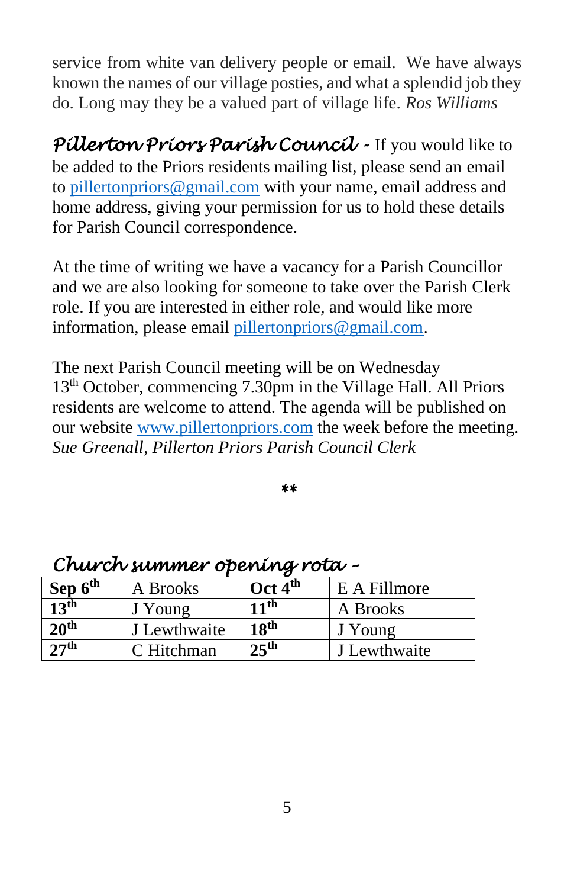service from white van delivery people or email. We have always known the names of our village posties, and what a splendid job they do. Long may they be a valued part of village life. *Ros Williams*

***Pillerton Priors Parish Council*** - If you would like to be added to the Priors residents mailing list, please send an email to pillertonpriors@gmail.com with your name, email address and home address, giving your permission for us to hold these details for Parish Council correspondence.

At the time of writing we have a vacancy for a Parish Councillor and we are also looking for someone to take over the Parish Clerk role. If you are interested in either role, and would like more information, please email pillertonpriors@gmail.com.

The next Parish Council meeting will be on Wednesday 13th October, commencing 7.30pm in the Village Hall. All Priors residents are welcome to attend. The agenda will be published on our website www.pillertonpriors.com the week before the meeting. *Sue Greenall, Pillerton Priors Parish Council Clerk*

**

***Church summer opening rota*** -

| **Sep 6th** | A Brooks | **Oct 4th** | E A Fillmore |
|---|---|---|---|
| **13th** | J Young | **11th** | A Brooks |
| **20th** | J Lewthwaite | **18th** | J Young |
| **27th** | C Hitchman | **25th** | J Lewthwaite |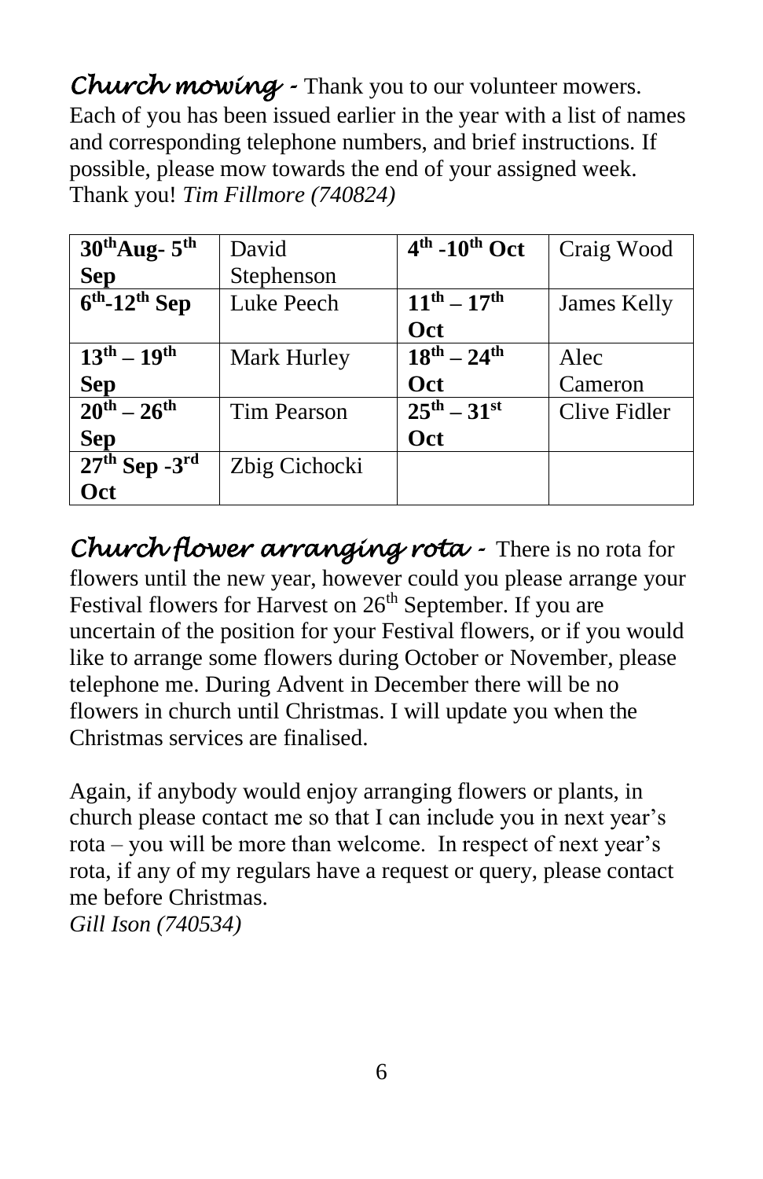***Church mowing*** - Thank you to our volunteer mowers. Each of you has been issued earlier in the year with a list of names and corresponding telephone numbers, and brief instructions. If possible, please mow towards the end of your assigned week. Thank you! *Tim Fillmore (740824)*

| | | | |
|---|---|---|---|
| **30th Aug- 5th Sep** | David Stephenson | **4th -10th Oct** | Craig Wood |
| **6th-12th Sep** | Luke Peech | **11th – 17th Oct** | James Kelly |
| **13th – 19th Sep** | Mark Hurley | **18th – 24th Oct** | Alec Cameron |
| **20th – 26th Sep** | Tim Pearson | **25th – 31st Oct** | Clive Fidler |
| **27th Sep -3rd Oct** | Zbig Cichocki | | |

***Church flower arranging rota*** - There is no rota for flowers until the new year, however could you please arrange your Festival flowers for Harvest on 26th September. If you are uncertain of the position for your Festival flowers, or if you would like to arrange some flowers during October or November, please telephone me. During Advent in December there will be no flowers in church until Christmas. I will update you when the Christmas services are finalised.

Again, if anybody would enjoy arranging flowers or plants, in church please contact me so that I can include you in next year's rota – you will be more than welcome. In respect of next year's rota, if any of my regulars have a request or query, please contact me before Christmas.
*Gill Ison (740534)*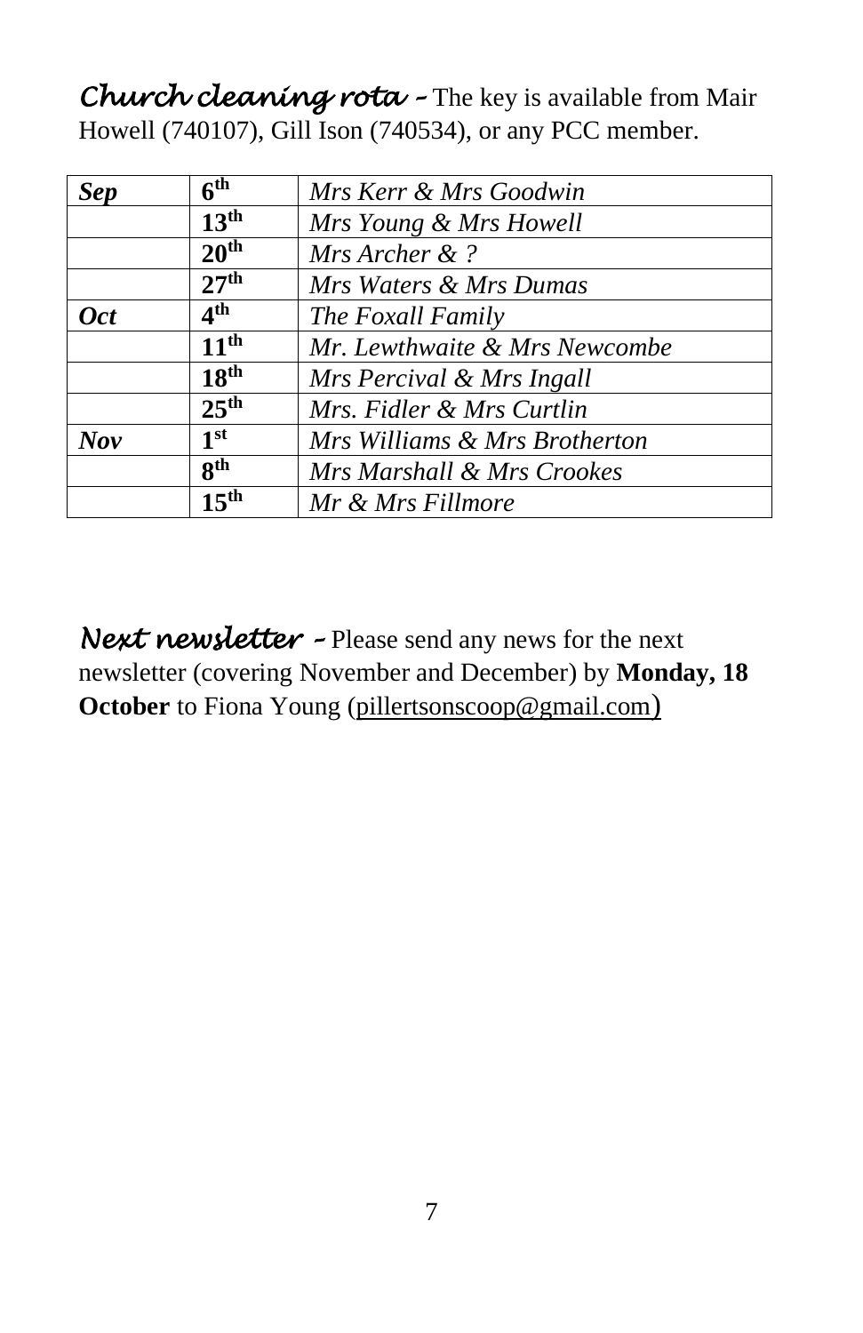***Church cleaning rota*** *–* The key is available from Mair Howell (740107), Gill Ison (740534), or any PCC member.

| | | |
|---|---|---|
| ***Sep*** | **6th** | *Mrs Kerr & Mrs Goodwin* |
| | **13th** | *Mrs Young & Mrs Howell* |
| | **20th** | *Mrs Archer & ?* |
| | **27th** | *Mrs Waters & Mrs Dumas* |
| ***Oct*** | **4th** | *The Foxall Family* |
| | **11th** | *Mr. Lewthwaite & Mrs Newcombe* |
| | **18th** | *Mrs Percival & Mrs Ingall* |
| | **25th** | *Mrs. Fidler & Mrs Curtlin* |
| ***Nov*** | **1st** | *Mrs Williams & Mrs Brotherton* |
| | **8th** | *Mrs Marshall & Mrs Crookes* |
| | **15th** | *Mr & Mrs Fillmore* |

***Next newsletter*** *–* Please send any news for the next newsletter (covering November and December) by **Monday, 18 October** to Fiona Young (pillertsonscoop@gmail.com)